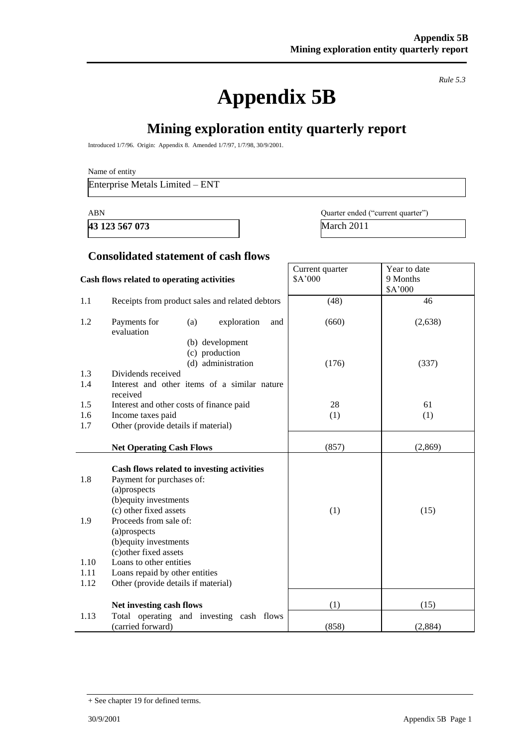*Rule 5.3*

# Appendix 5B

## Mining exploration entity quarterly report

Introduced 1/7/96. Origin: Appendix 8. Amended 1/7/97, 1/7/98, 30/9/2001.

Name of entity

Enterprise Metals Limited – ENT

| ABN | Quarter ended ("current quarter") |
|---|---|
| **43 123 567 073** | March 2011 |

### Consolidated statement of cash flows

| | Cash flows related to operating activities | Current quarter $A'000 | Year to date 9 Months $A'000 |
|---|---|---|---|
| 1.1 | Receipts from product sales and related debtors | (48) | 46 |
| 1.2 | Payments for (a) exploration and evaluation | (660) | (2,638) |
| | (b) development | | |
| | (c) production | | |
| | (d) administration | (176) | (337) |
| 1.3 | Dividends received | | |
| 1.4 | Interest and other items of a similar nature received | | |
| 1.5 | Interest and other costs of finance paid | 28 | 61 |
| 1.6 | Income taxes paid | (1) | (1) |
| 1.7 | Other (provide details if material) | | |
| | **Net Operating Cash Flows** | (857) | (2,869) |
| | **Cash flows related to investing activities** | | |
| 1.8 | Payment for purchases of: (a)prospects | | |
| | (b)equity investments | | |
| | (c) other fixed assets | (1) | (15) |
| 1.9 | Proceeds from sale of: (a)prospects | | |
| | (b)equity investments | | |
| | (c)other fixed assets | | |
| 1.10 | Loans to other entities | | |
| 1.11 | Loans repaid by other entities | | |
| 1.12 | Other (provide details if material) | | |
| | **Net investing cash flows** | (1) | (15) |
| 1.13 | Total operating and investing cash flows (carried forward) | (858) | (2,884) |

+ See chapter 19 for defined terms.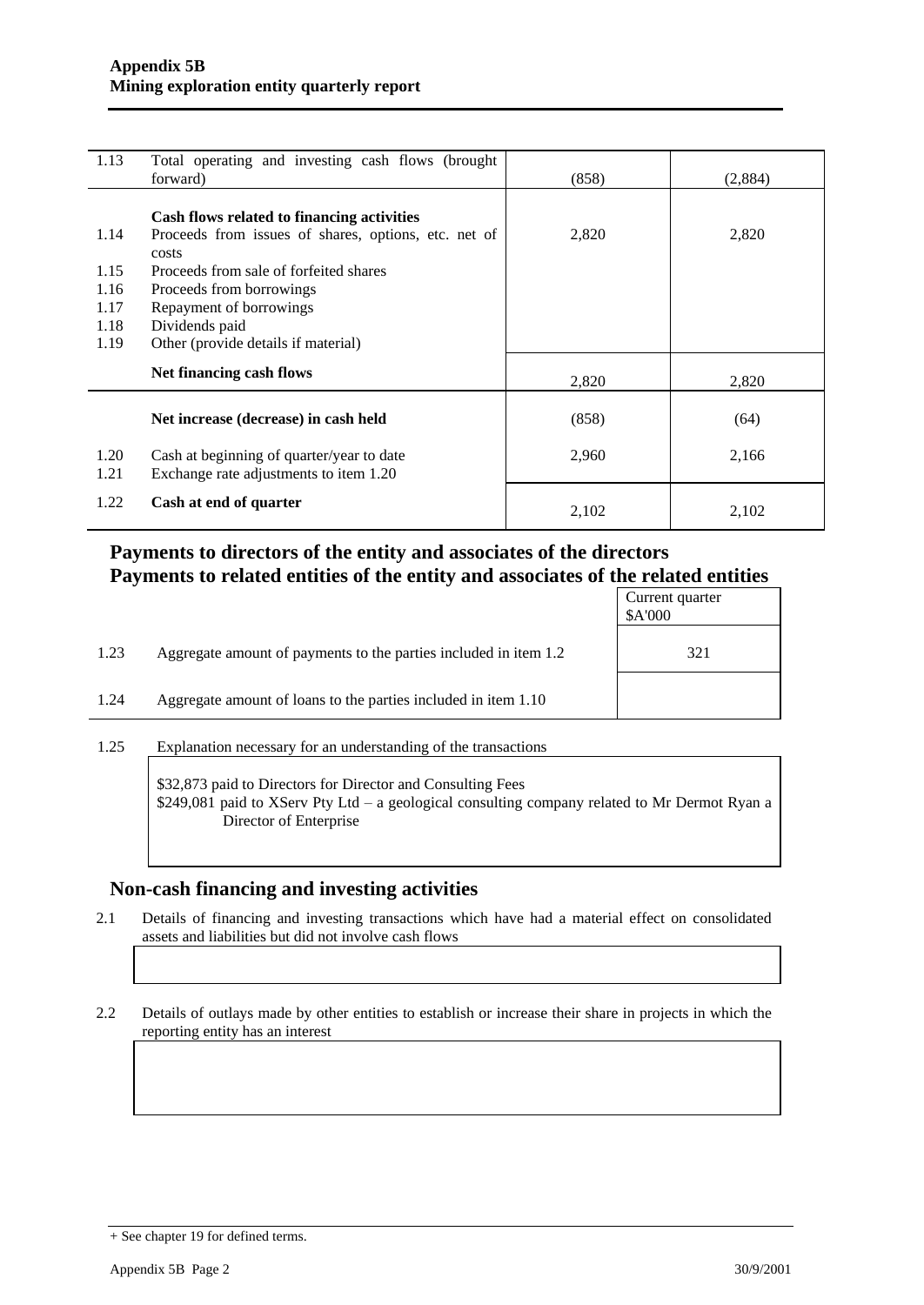| | | | |
|---|---|---|---|
| 1.13 | Total operating and investing cash flows (brought forward) | (858) | (2,884) |
| | **Cash flows related to financing activities** | | |
| 1.14 | Proceeds from issues of shares, options, etc. net of costs | 2,820 | 2,820 |
| 1.15 | Proceeds from sale of forfeited shares | | |
| 1.16 | Proceeds from borrowings | | |
| 1.17 | Repayment of borrowings | | |
| 1.18 | Dividends paid | | |
| 1.19 | Other (provide details if material) | | |
| | **Net financing cash flows** | 2,820 | 2,820 |
| | **Net increase (decrease) in cash held** | (858) | (64) |
| 1.20 | Cash at beginning of quarter/year to date | 2,960 | 2,166 |
| 1.21 | Exchange rate adjustments to item 1.20 | | |
| 1.22 | **Cash at end of quarter** | 2,102 | 2,102 |

## Payments to directors of the entity and associates of the directors
## Payments to related entities of the entity and associates of the related entities

| | | Current quarter $A'000 |
|---|---|---|
| 1.23 | Aggregate amount of payments to the parties included in item 1.2 | 321 |
| 1.24 | Aggregate amount of loans to the parties included in item 1.10 | |

1.25 Explanation necessary for an understanding of the transactions

$32,873 paid to Directors for Director and Consulting Fees
$249,081 paid to XServ Pty Ltd – a geological consulting company related to Mr Dermot Ryan a Director of Enterprise

## Non-cash financing and investing activities

2.1 Details of financing and investing transactions which have had a material effect on consolidated assets and liabilities but did not involve cash flows

2.2 Details of outlays made by other entities to establish or increase their share in projects in which the reporting entity has an interest

+ See chapter 19 for defined terms.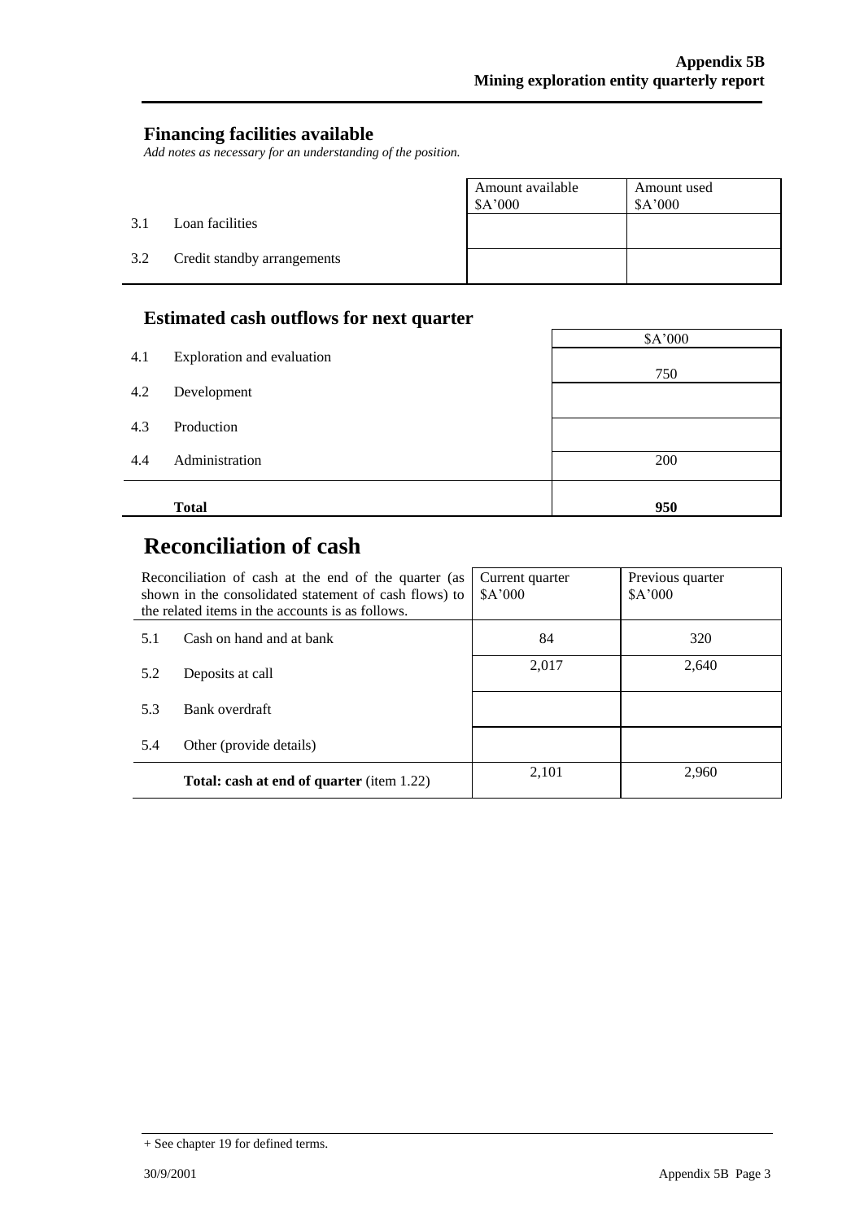## Financing facilities available

*Add notes as necessary for an understanding of the position.*

| | | Amount available $A'000 | Amount used $A'000 |
|---|---|---|---|
| 3.1 | Loan facilities | | |
| 3.2 | Credit standby arrangements | | |

## Estimated cash outflows for next quarter

| | | $A'000 |
|---|---|---|
| 4.1 | Exploration and evaluation | 750 |
| 4.2 | Development | |
| 4.3 | Production | |
| 4.4 | Administration | 200 |
| | **Total** | **950** |

# Reconciliation of cash

| Reconciliation of cash at the end of the quarter (as shown in the consolidated statement of cash flows) to the related items in the accounts is as follows. | | Current quarter $A'000 | Previous quarter $A'000 |
|---|---|---|---|
| 5.1 | Cash on hand and at bank | 84 | 320 |
| 5.2 | Deposits at call | 2,017 | 2,640 |
| 5.3 | Bank overdraft | | |
| 5.4 | Other (provide details) | | |
| | **Total: cash at end of quarter** (item 1.22) | 2,101 | 2,960 |

+ See chapter 19 for defined terms.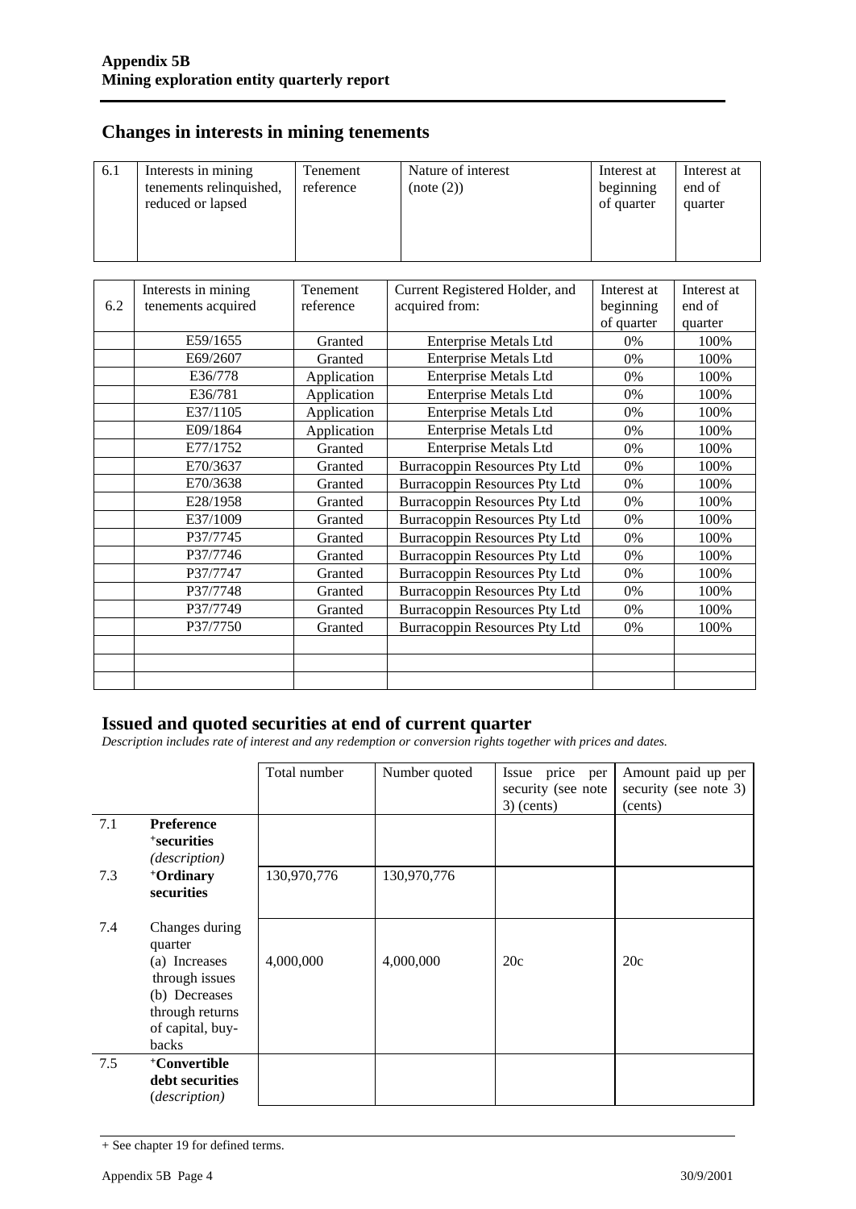## Changes in interests in mining tenements

| 6.1 | Interests in mining tenements relinquished, reduced or lapsed | Tenement reference | Nature of interest (note (2)) | Interest at beginning of quarter | Interest at end of quarter |
|---|---|---|---|---|---|
| | | | | | |

| 6.2 | Interests in mining tenements acquired | Tenement reference | Current Registered Holder, and acquired from: | Interest at beginning of quarter | Interest at end of quarter |
|---|---|---|---|---|---|
| | E59/1655 | Granted | Enterprise Metals Ltd | 0% | 100% |
| | E69/2607 | Granted | Enterprise Metals Ltd | 0% | 100% |
| | E36/778 | Application | Enterprise Metals Ltd | 0% | 100% |
| | E36/781 | Application | Enterprise Metals Ltd | 0% | 100% |
| | E37/1105 | Application | Enterprise Metals Ltd | 0% | 100% |
| | E09/1864 | Application | Enterprise Metals Ltd | 0% | 100% |
| | E77/1752 | Granted | Enterprise Metals Ltd | 0% | 100% |
| | E70/3637 | Granted | Burracoppin Resources Pty Ltd | 0% | 100% |
| | E70/3638 | Granted | Burracoppin Resources Pty Ltd | 0% | 100% |
| | E28/1958 | Granted | Burracoppin Resources Pty Ltd | 0% | 100% |
| | E37/1009 | Granted | Burracoppin Resources Pty Ltd | 0% | 100% |
| | P37/7745 | Granted | Burracoppin Resources Pty Ltd | 0% | 100% |
| | P37/7746 | Granted | Burracoppin Resources Pty Ltd | 0% | 100% |
| | P37/7747 | Granted | Burracoppin Resources Pty Ltd | 0% | 100% |
| | P37/7748 | Granted | Burracoppin Resources Pty Ltd | 0% | 100% |
| | P37/7749 | Granted | Burracoppin Resources Pty Ltd | 0% | 100% |
| | P37/7750 | Granted | Burracoppin Resources Pty Ltd | 0% | 100% |
| | | | | | |
| | | | | | |
| | | | | | |

## Issued and quoted securities at end of current quarter

*Description includes rate of interest and any redemption or conversion rights together with prices and dates.*

| | | Total number | Number quoted | Issue price per security (see note 3) (cents) | Amount paid up per security (see note 3) (cents) |
|---|---|---|---|---|---|
| 7.1 | **Preference +securities** *(description)* | | | | |
| 7.3 | **+Ordinary securities** | 130,970,776 | 130,970,776 | | |
| 7.4 | Changes during quarter (a) Increases through issues (b) Decreases through returns of capital, buy-backs | 4,000,000 | 4,000,000 | 20c | 20c |
| 7.5 | **+Convertible debt securities** *(description)* | | | | |

+ See chapter 19 for defined terms.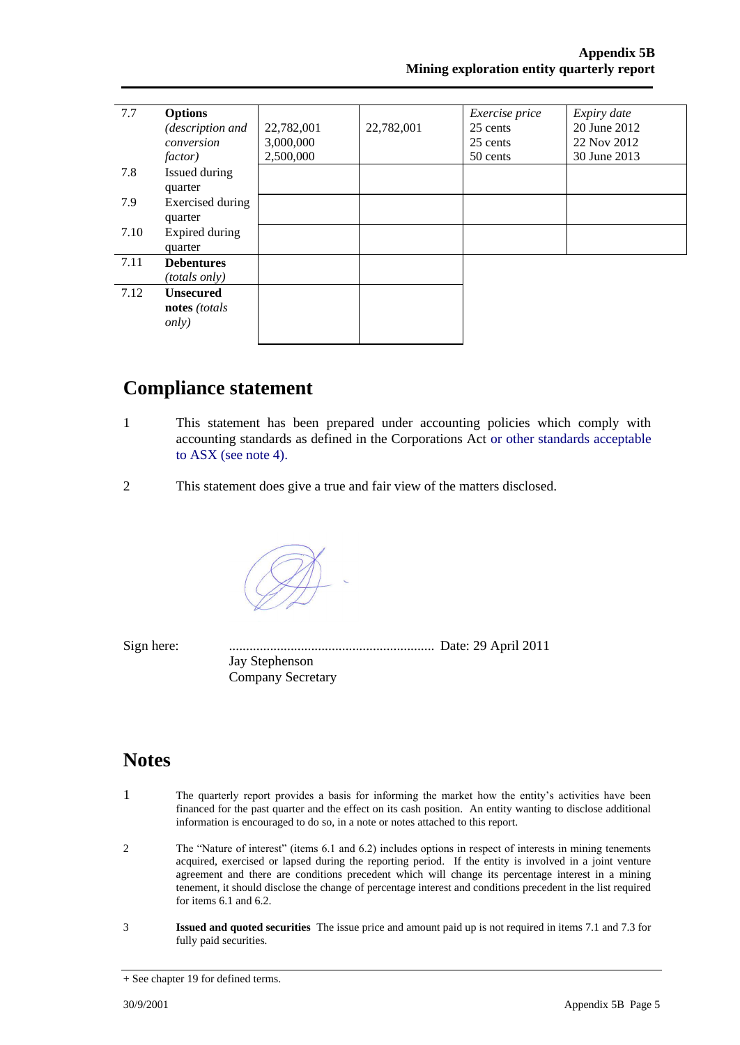| 7.7 | **Options** *(description and conversion factor)* | 22,782,001<br>3,000,000<br>2,500,000 | 22,782,001 | *Exercise price*<br>25 cents<br>25 cents<br>50 cents | *Expiry date*<br>20 June 2012<br>22 Nov 2012<br>30 June 2013 |
|---|---|---|---|---|---|
| 7.8 | Issued during quarter | | | | |
| 7.9 | Exercised during quarter | | | | |
| 7.10 | Expired during quarter | | | | |
| 7.11 | **Debentures** *(totals only)* | | | | |
| 7.12 | **Unsecured notes** *(totals only)* | | | | |

## Compliance statement

1 This statement has been prepared under accounting policies which comply with accounting standards as defined in the Corporations Act or other standards acceptable to ASX (see note 4).

2 This statement does give a true and fair view of the matters disclosed.

Sign here: ............................................................ Date: 29 April 2011
Jay Stephenson
Company Secretary

## Notes

1 The quarterly report provides a basis for informing the market how the entity's activities have been financed for the past quarter and the effect on its cash position. An entity wanting to disclose additional information is encouraged to do so, in a note or notes attached to this report.

2 The "Nature of interest" (items 6.1 and 6.2) includes options in respect of interests in mining tenements acquired, exercised or lapsed during the reporting period. If the entity is involved in a joint venture agreement and there are conditions precedent which will change its percentage interest in a mining tenement, it should disclose the change of percentage interest and conditions precedent in the list required for items 6.1 and 6.2.

3 **Issued and quoted securities** The issue price and amount paid up is not required in items 7.1 and 7.3 for fully paid securities.

+ See chapter 19 for defined terms.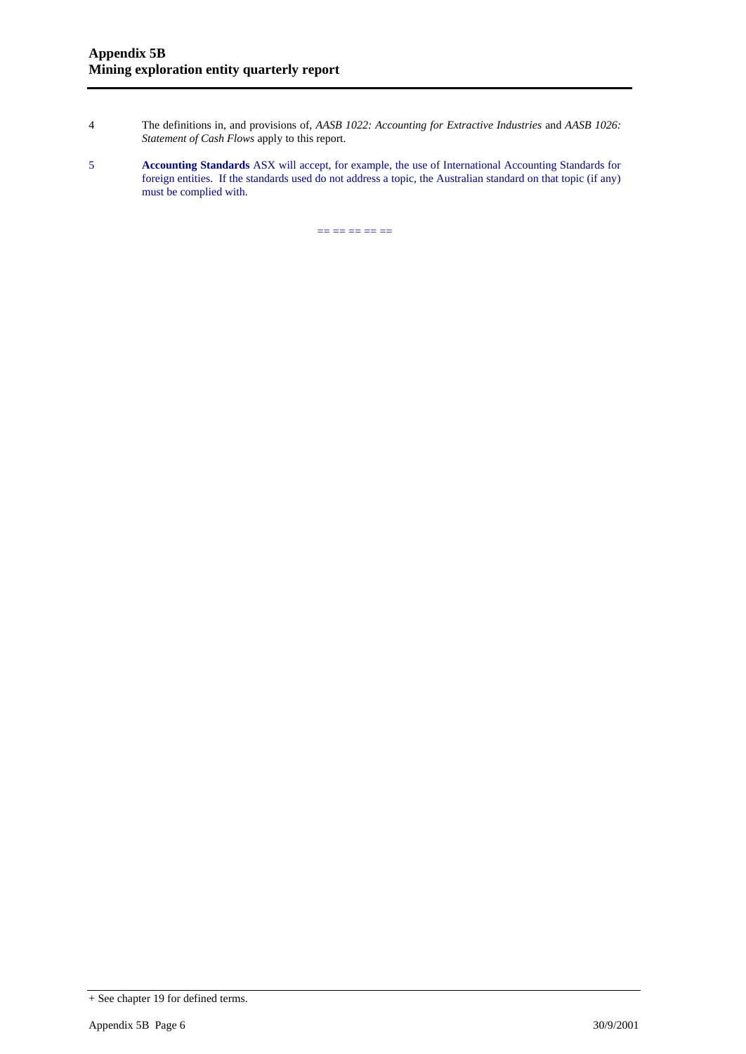4 The definitions in, and provisions of, *AASB 1022: Accounting for Extractive Industries* and *AASB 1026: Statement of Cash Flows* apply to this report.

5 **Accounting Standards** ASX will accept, for example, the use of International Accounting Standards for foreign entities. If the standards used do not address a topic, the Australian standard on that topic (if any) must be complied with.

== == == == ==

+ See chapter 19 for defined terms.